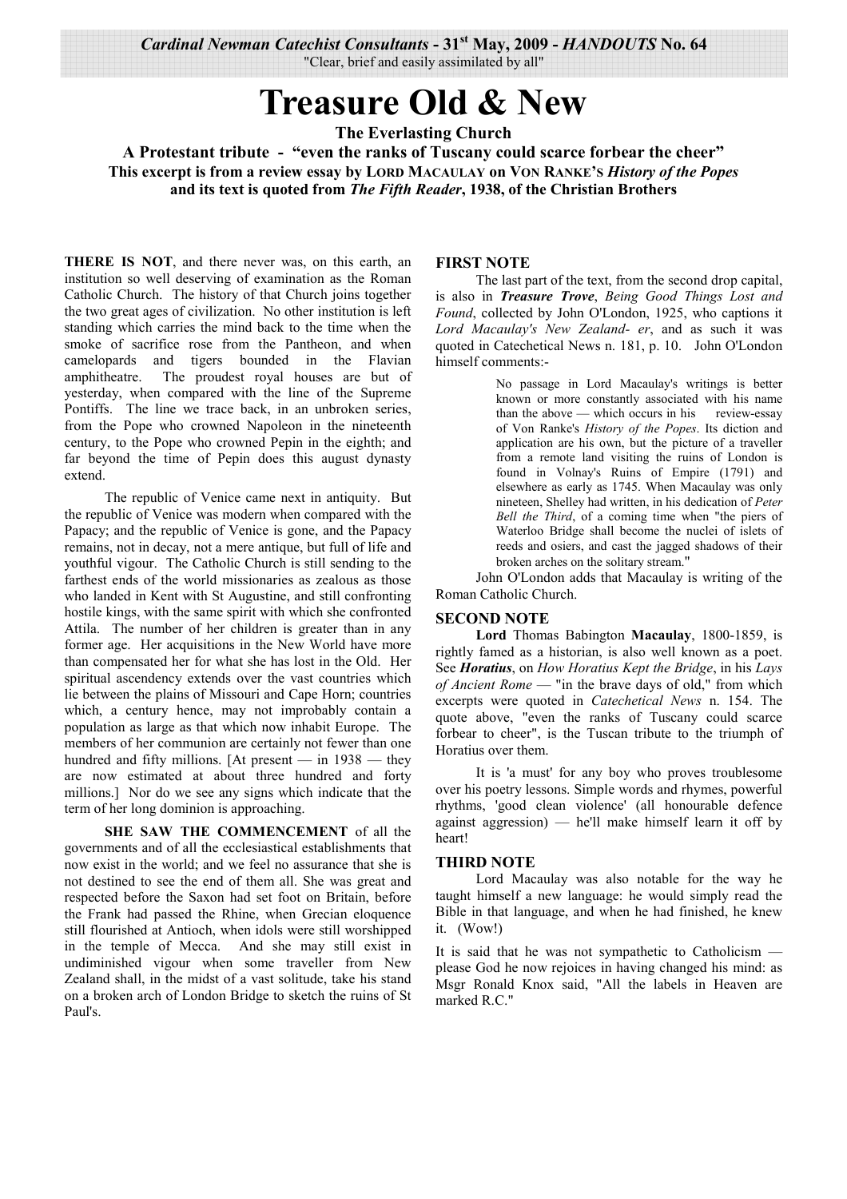*Cardinal Newman Catechist Consultants* - 31st May, 2009 - *HANDOUTS* No. 64

"Clear, brief and easily assimilated by all"

# Treasure Old & New

## The Everlasting Church

### A Protestant tribute - "even the ranks of Tuscany could scarce forbear the cheer"

**This excerpt is from a review essay by LORD MACAULAY on VON RANKE'S *History of the Popes* and its text is quoted from *The Fifth Reader*, 1938, of the Christian Brothers**

**THERE IS NOT**, and there never was, on this earth, an institution so well deserving of examination as the Roman Catholic Church. The history of that Church joins together the two great ages of civilization. No other institution is left standing which carries the mind back to the time when the smoke of sacrifice rose from the Pantheon, and when camelopards and tigers bounded in the Flavian amphitheatre. The proudest royal houses are but of yesterday, when compared with the line of the Supreme Pontiffs. The line we trace back, in an unbroken series, from the Pope who crowned Napoleon in the nineteenth century, to the Pope who crowned Pepin in the eighth; and far beyond the time of Pepin does this august dynasty extend.

The republic of Venice came next in antiquity. But the republic of Venice was modern when compared with the Papacy; and the republic of Venice is gone, and the Papacy remains, not in decay, not a mere antique, but full of life and youthful vigour. The Catholic Church is still sending to the farthest ends of the world missionaries as zealous as those who landed in Kent with St Augustine, and still confronting hostile kings, with the same spirit with which she confronted Attila. The number of her children is greater than in any former age. Her acquisitions in the New World have more than compensated her for what she has lost in the Old. Her spiritual ascendency extends over the vast countries which lie between the plains of Missouri and Cape Horn; countries which, a century hence, may not improbably contain a population as large as that which now inhabit Europe. The members of her communion are certainly not fewer than one hundred and fifty millions. [At present — in 1938 — they are now estimated at about three hundred and forty millions.] Nor do we see any signs which indicate that the term of her long dominion is approaching.

**SHE SAW THE COMMENCEMENT** of all the governments and of all the ecclesiastical establishments that now exist in the world; and we feel no assurance that she is not destined to see the end of them all. She was great and respected before the Saxon had set foot on Britain, before the Frank had passed the Rhine, when Grecian eloquence still flourished at Antioch, when idols were still worshipped in the temple of Mecca. And she may still exist in undiminished vigour when some traveller from New Zealand shall, in the midst of a vast solitude, take his stand on a broken arch of London Bridge to sketch the ruins of St Paul's.

### FIRST NOTE

The last part of the text, from the second drop capital, is also in ***Treasure Trove***, *Being Good Things Lost and Found*, collected by John O'London, 1925, who captions it *Lord Macaulay's New Zealand- er*, and as such it was quoted in Catechetical News n. 181, p. 10. John O'London himself comments:-

> No passage in Lord Macaulay's writings is better known or more constantly associated with his name than the above — which occurs in his review-essay of Von Ranke's *History of the Popes*. Its diction and application are his own, but the picture of a traveller from a remote land visiting the ruins of London is found in Volnay's Ruins of Empire (1791) and elsewhere as early as 1745. When Macaulay was only nineteen, Shelley had written, in his dedication of *Peter Bell the Third*, of a coming time when "the piers of Waterloo Bridge shall become the nuclei of islets of reeds and osiers, and cast the jagged shadows of their broken arches on the solitary stream."

John O'London adds that Macaulay is writing of the Roman Catholic Church.

### SECOND NOTE

**Lord** Thomas Babington **Macaulay**, 1800-1859, is rightly famed as a historian, is also well known as a poet. See ***Horatius***, on *How Horatius Kept the Bridge*, in his *Lays of Ancient Rome* — "in the brave days of old," from which excerpts were quoted in *Catechetical News* n. 154. The quote above, "even the ranks of Tuscany could scarce forbear to cheer", is the Tuscan tribute to the triumph of Horatius over them.

It is 'a must' for any boy who proves troublesome over his poetry lessons. Simple words and rhymes, powerful rhythms, 'good clean violence' (all honourable defence against aggression) — he'll make himself learn it off by heart!

### THIRD NOTE

Lord Macaulay was also notable for the way he taught himself a new language: he would simply read the Bible in that language, and when he had finished, he knew it. (Wow!)

It is said that he was not sympathetic to Catholicism — please God he now rejoices in having changed his mind: as Msgr Ronald Knox said, "All the labels in Heaven are marked R.C."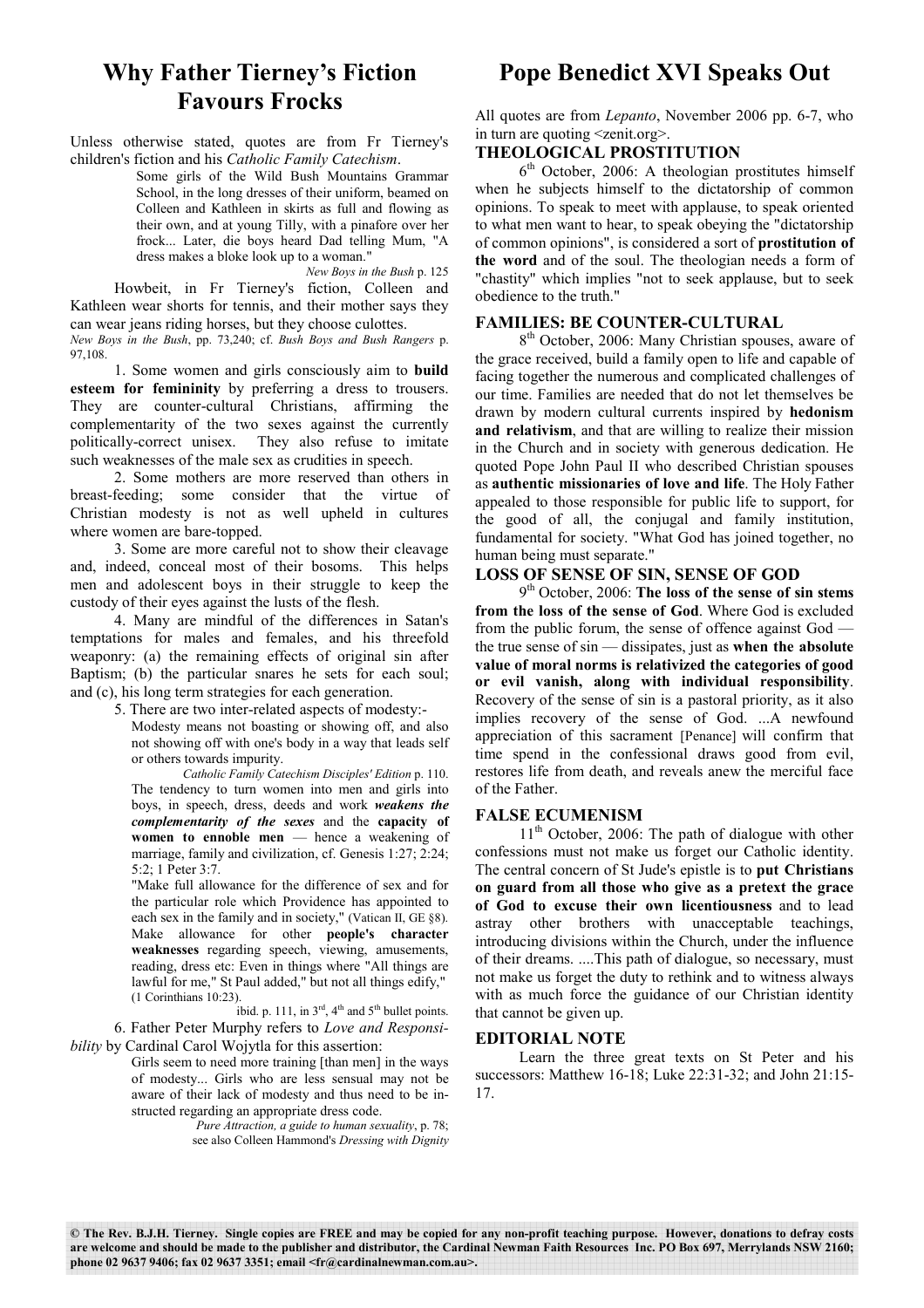# Why Father Tierney's Fiction Favours Frocks

Unless otherwise stated, quotes are from Fr Tierney's children's fiction and his *Catholic Family Catechism*.

> Some girls of the Wild Bush Mountains Grammar School, in the long dresses of their uniform, beamed on Colleen and Kathleen in skirts as full and flowing as their own, and at young Tilly, with a pinafore over her frock... Later, die boys heard Dad telling Mum, "A dress makes a bloke look up to a woman."
>
> *New Boys in the Bush* p. 125

Howbeit, in Fr Tierney's fiction, Colleen and Kathleen wear shorts for tennis, and their mother says they can wear jeans riding horses, but they choose culottes.
*New Boys in the Bush*, pp. 73,240; cf. *Bush Boys and Bush Rangers* p. 97,108.

1. Some women and girls consciously aim to **build esteem for femininity** by preferring a dress to trousers. They are counter-cultural Christians, affirming the complementarity of the two sexes against the currently politically-correct unisex. They also refuse to imitate such weaknesses of the male sex as crudities in speech.

2. Some mothers are more reserved than others in breast-feeding; some consider that the virtue of Christian modesty is not as well upheld in cultures where women are bare-topped.

3. Some are more careful not to show their cleavage and, indeed, conceal most of their bosoms. This helps men and adolescent boys in their struggle to keep the custody of their eyes against the lusts of the flesh.

4. Many are mindful of the differences in Satan's temptations for males and females, and his threefold weaponry: (a) the remaining effects of original sin after Baptism; (b) the particular snares he sets for each soul; and (c), his long term strategies for each generation.

5. There are two inter-related aspects of modesty:-

> Modesty means not boasting or showing off, and also not showing off with one's body in a way that leads self or others towards impurity.
>
> *Catholic Family Catechism Disciples' Edition* p. 110.
>
> The tendency to turn women into men and girls into boys, in speech, dress, deeds and work ***weakens the complementarity of the sexes*** and the **capacity of women to ennoble men** — hence a weakening of marriage, family and civilization, cf. Genesis 1:27; 2:24; 5:2; 1 Peter 3:7.
>
> "Make full allowance for the difference of sex and for the particular role which Providence has appointed to each sex in the family and in society," (Vatican II, GE §8). Make allowance for other **people's character weaknesses** regarding speech, viewing, amusements, reading, dress etc: Even in things where "All things are lawful for me," St Paul added," but not all things edify," (1 Corinthians 10:23).
>
> ibid. p. 111, in 3rd, 4th and 5th bullet points.

6. Father Peter Murphy refers to *Love and Responsibility* by Cardinal Carol Wojtyla for this assertion:

> Girls seem to need more training [than men] in the ways of modesty... Girls who are less sensual may not be aware of their lack of modesty and thus need to be instructed regarding an appropriate dress code.
>
> *Pure Attraction, a guide to human sexuality*, p. 78; see also Colleen Hammond's *Dressing with Dignity*

# Pope Benedict XVI Speaks Out

All quotes are from *Lepanto*, November 2006 pp. 6-7, who in turn are quoting <zenit.org>.

## THEOLOGICAL PROSTITUTION

6th October, 2006: A theologian prostitutes himself when he subjects himself to the dictatorship of common opinions. To speak to meet with applause, to speak oriented to what men want to hear, to speak obeying the "dictatorship of common opinions", is considered a sort of **prostitution of the word** and of the soul. The theologian needs a form of "chastity" which implies "not to seek applause, but to seek obedience to the truth."

## FAMILIES: BE COUNTER-CULTURAL

8th October, 2006: Many Christian spouses, aware of the grace received, build a family open to life and capable of facing together the numerous and complicated challenges of our time. Families are needed that do not let themselves be drawn by modern cultural currents inspired by **hedonism and relativism**, and that are willing to realize their mission in the Church and in society with generous dedication. He quoted Pope John Paul II who described Christian spouses as **authentic missionaries of love and life**. The Holy Father appealed to those responsible for public life to support, for the good of all, the conjugal and family institution, fundamental for society. "What God has joined together, no human being must separate."

## LOSS OF SENSE OF SIN, SENSE OF GOD

9th October, 2006: **The loss of the sense of sin stems from the loss of the sense of God**. Where God is excluded from the public forum, the sense of offence against God — the true sense of sin — dissipates, just as **when the absolute value of moral norms is relativized the categories of good or evil vanish, along with individual responsibility**. Recovery of the sense of sin is a pastoral priority, as it also implies recovery of the sense of God. ...A newfound appreciation of this sacrament [Penance] will confirm that time spend in the confessional draws good from evil, restores life from death, and reveals anew the merciful face of the Father.

## FALSE ECUMENISM

11th October, 2006: The path of dialogue with other confessions must not make us forget our Catholic identity. The central concern of St Jude's epistle is to **put Christians on guard from all those who give as a pretext the grace of God to excuse their own licentiousness** and to lead astray other brothers with unacceptable teachings, introducing divisions within the Church, under the influence of their dreams. ....This path of dialogue, so necessary, must not make us forget the duty to rethink and to witness always with as much force the guidance of our Christian identity that cannot be given up.

## EDITORIAL NOTE

Learn the three great texts on St Peter and his successors: Matthew 16-18; Luke 22:31-32; and John 21:15-17.

**© The Rev. B.J.H. Tierney. Single copies are FREE and may be copied for any non-profit teaching purpose. However, donations to defray costs are welcome and should be made to the publisher and distributor, the Cardinal Newman Faith Resources Inc. PO Box 697, Merrylands NSW 2160; phone 02 9637 9406; fax 02 9637 3351; email <fr@cardinalnewman.com.au>.**